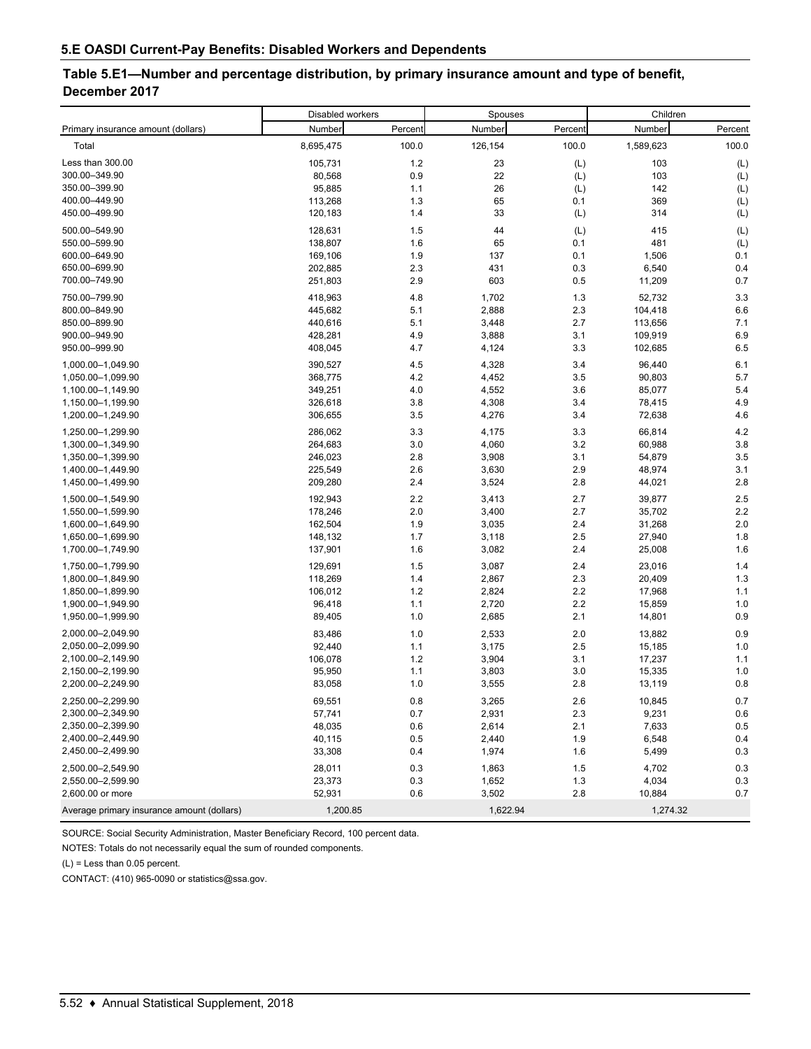## 5.E OASDI Current-Pay Benefits: Disabled Workers and Dependents

### Table 5.E1—Number and percentage distribution, by primary insurance amount and type of benefit, December 2017

| Primary insurance amount (dollars) | Disabled workers | | Spouses | | Children | |
|---|---|---|---|---|---|---|
| | Number | Percent | Number | Percent | Number | Percent |
| Total | 8,695,475 | 100.0 | 126,154 | 100.0 | 1,589,623 | 100.0 |
| Less than 300.00 | 105,731 | 1.2 | 23 | (L) | 103 | (L) |
| 300.00–349.90 | 80,568 | 0.9 | 22 | (L) | 103 | (L) |
| 350.00–399.90 | 95,885 | 1.1 | 26 | (L) | 142 | (L) |
| 400.00–449.90 | 113,268 | 1.3 | 65 | 0.1 | 369 | (L) |
| 450.00–499.90 | 120,183 | 1.4 | 33 | (L) | 314 | (L) |
| 500.00–549.90 | 128,631 | 1.5 | 44 | (L) | 415 | (L) |
| 550.00–599.90 | 138,807 | 1.6 | 65 | 0.1 | 481 | (L) |
| 600.00–649.90 | 169,106 | 1.9 | 137 | 0.1 | 1,506 | 0.1 |
| 650.00–699.90 | 202,885 | 2.3 | 431 | 0.3 | 6,540 | 0.4 |
| 700.00–749.90 | 251,803 | 2.9 | 603 | 0.5 | 11,209 | 0.7 |
| 750.00–799.90 | 418,963 | 4.8 | 1,702 | 1.3 | 52,732 | 3.3 |
| 800.00–849.90 | 445,682 | 5.1 | 2,888 | 2.3 | 104,418 | 6.6 |
| 850.00–899.90 | 440,616 | 5.1 | 3,448 | 2.7 | 113,656 | 7.1 |
| 900.00–949.90 | 428,281 | 4.9 | 3,888 | 3.1 | 109,919 | 6.9 |
| 950.00–999.90 | 408,045 | 4.7 | 4,124 | 3.3 | 102,685 | 6.5 |
| 1,000.00–1,049.90 | 390,527 | 4.5 | 4,328 | 3.4 | 96,440 | 6.1 |
| 1,050.00–1,099.90 | 368,775 | 4.2 | 4,452 | 3.5 | 90,803 | 5.7 |
| 1,100.00–1,149.90 | 349,251 | 4.0 | 4,552 | 3.6 | 85,077 | 5.4 |
| 1,150.00–1,199.90 | 326,618 | 3.8 | 4,308 | 3.4 | 78,415 | 4.9 |
| 1,200.00–1,249.90 | 306,655 | 3.5 | 4,276 | 3.4 | 72,638 | 4.6 |
| 1,250.00–1,299.90 | 286,062 | 3.3 | 4,175 | 3.3 | 66,814 | 4.2 |
| 1,300.00–1,349.90 | 264,683 | 3.0 | 4,060 | 3.2 | 60,988 | 3.8 |
| 1,350.00–1,399.90 | 246,023 | 2.8 | 3,908 | 3.1 | 54,879 | 3.5 |
| 1,400.00–1,449.90 | 225,549 | 2.6 | 3,630 | 2.9 | 48,974 | 3.1 |
| 1,450.00–1,499.90 | 209,280 | 2.4 | 3,524 | 2.8 | 44,021 | 2.8 |
| 1,500.00–1,549.90 | 192,943 | 2.2 | 3,413 | 2.7 | 39,877 | 2.5 |
| 1,550.00–1,599.90 | 178,246 | 2.0 | 3,400 | 2.7 | 35,702 | 2.2 |
| 1,600.00–1,649.90 | 162,504 | 1.9 | 3,035 | 2.4 | 31,268 | 2.0 |
| 1,650.00–1,699.90 | 148,132 | 1.7 | 3,118 | 2.5 | 27,940 | 1.8 |
| 1,700.00–1,749.90 | 137,901 | 1.6 | 3,082 | 2.4 | 25,008 | 1.6 |
| 1,750.00–1,799.90 | 129,691 | 1.5 | 3,087 | 2.4 | 23,016 | 1.4 |
| 1,800.00–1,849.90 | 118,269 | 1.4 | 2,867 | 2.3 | 20,409 | 1.3 |
| 1,850.00–1,899.90 | 106,012 | 1.2 | 2,824 | 2.2 | 17,968 | 1.1 |
| 1,900.00–1,949.90 | 96,418 | 1.1 | 2,720 | 2.2 | 15,859 | 1.0 |
| 1,950.00–1,999.90 | 89,405 | 1.0 | 2,685 | 2.1 | 14,801 | 0.9 |
| 2,000.00–2,049.90 | 83,486 | 1.0 | 2,533 | 2.0 | 13,882 | 0.9 |
| 2,050.00–2,099.90 | 92,440 | 1.1 | 3,175 | 2.5 | 15,185 | 1.0 |
| 2,100.00–2,149.90 | 106,078 | 1.2 | 3,904 | 3.1 | 17,237 | 1.1 |
| 2,150.00–2,199.90 | 95,950 | 1.1 | 3,803 | 3.0 | 15,335 | 1.0 |
| 2,200.00–2,249.90 | 83,058 | 1.0 | 3,555 | 2.8 | 13,119 | 0.8 |
| 2,250.00–2,299.90 | 69,551 | 0.8 | 3,265 | 2.6 | 10,845 | 0.7 |
| 2,300.00–2,349.90 | 57,741 | 0.7 | 2,931 | 2.3 | 9,231 | 0.6 |
| 2,350.00–2,399.90 | 48,035 | 0.6 | 2,614 | 2.1 | 7,633 | 0.5 |
| 2,400.00–2,449.90 | 40,115 | 0.5 | 2,440 | 1.9 | 6,548 | 0.4 |
| 2,450.00–2,499.90 | 33,308 | 0.4 | 1,974 | 1.6 | 5,499 | 0.3 |
| 2,500.00–2,549.90 | 28,011 | 0.3 | 1,863 | 1.5 | 4,702 | 0.3 |
| 2,550.00–2,599.90 | 23,373 | 0.3 | 1,652 | 1.3 | 4,034 | 0.3 |
| 2,600.00 or more | 52,931 | 0.6 | 3,502 | 2.8 | 10,884 | 0.7 |
| Average primary insurance amount (dollars) | 1,200.85 | | 1,622.94 | | 1,274.32 | |

SOURCE: Social Security Administration, Master Beneficiary Record, 100 percent data.

NOTES: Totals do not necessarily equal the sum of rounded components.

(L) = Less than 0.05 percent.

CONTACT: (410) 965-0090 or statistics@ssa.gov.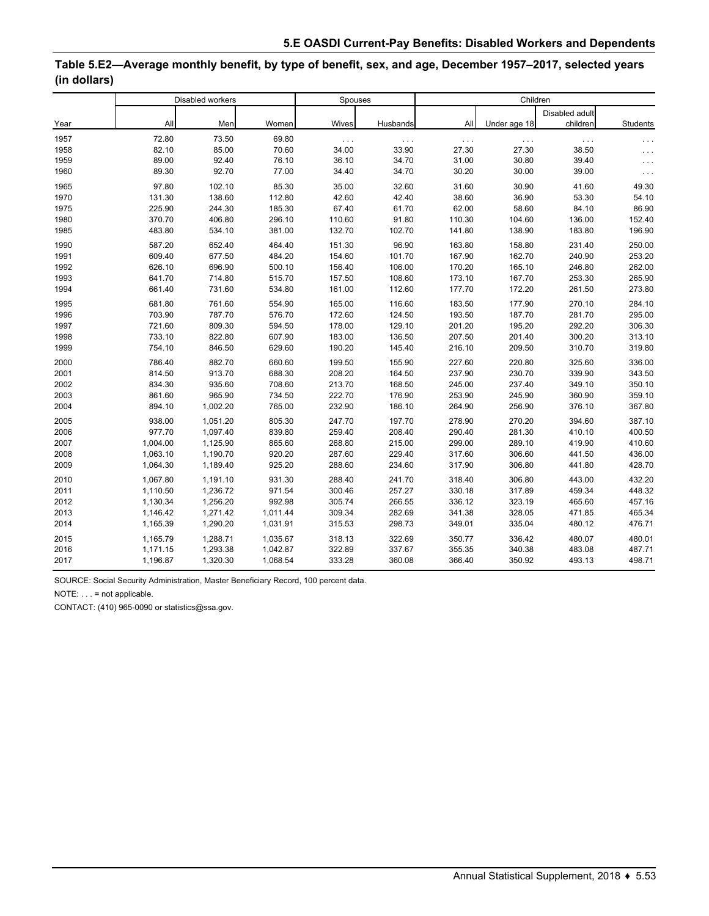## Table 5.E2—Average monthly benefit, by type of benefit, sex, and age, December 1957–2017, selected years (in dollars)

| Year | Disabled workers | | | Spouses | | Children | | | |
|---|---|---|---|---|---|---|---|---|---|
| | All | Men | Women | Wives | Husbands | All | Under age 18 | Disabled adult children | Students |
| 1957 | 72.80 | 73.50 | 69.80 | . . . | . . . | . . . | . . . | . . . | . . . |
| 1958 | 82.10 | 85.00 | 70.60 | 34.00 | 33.90 | 27.30 | 27.30 | 38.50 | . . . |
| 1959 | 89.00 | 92.40 | 76.10 | 36.10 | 34.70 | 31.00 | 30.80 | 39.40 | . . . |
| 1960 | 89.30 | 92.70 | 77.00 | 34.40 | 34.70 | 30.20 | 30.00 | 39.00 | . . . |
| 1965 | 97.80 | 102.10 | 85.30 | 35.00 | 32.60 | 31.60 | 30.90 | 41.60 | 49.30 |
| 1970 | 131.30 | 138.60 | 112.80 | 42.60 | 42.40 | 38.60 | 36.90 | 53.30 | 54.10 |
| 1975 | 225.90 | 244.30 | 185.30 | 67.40 | 61.70 | 62.00 | 58.60 | 84.10 | 86.90 |
| 1980 | 370.70 | 406.80 | 296.10 | 110.60 | 91.80 | 110.30 | 104.60 | 136.00 | 152.40 |
| 1985 | 483.80 | 534.10 | 381.00 | 132.70 | 102.70 | 141.80 | 138.90 | 183.80 | 196.90 |
| 1990 | 587.20 | 652.40 | 464.40 | 151.30 | 96.90 | 163.80 | 158.80 | 231.40 | 250.00 |
| 1991 | 609.40 | 677.50 | 484.20 | 154.60 | 101.70 | 167.90 | 162.70 | 240.90 | 253.20 |
| 1992 | 626.10 | 696.90 | 500.10 | 156.40 | 106.00 | 170.20 | 165.10 | 246.80 | 262.00 |
| 1993 | 641.70 | 714.80 | 515.70 | 157.50 | 108.60 | 173.10 | 167.70 | 253.30 | 265.90 |
| 1994 | 661.40 | 731.60 | 534.80 | 161.00 | 112.60 | 177.70 | 172.20 | 261.50 | 273.80 |
| 1995 | 681.80 | 761.60 | 554.90 | 165.00 | 116.60 | 183.50 | 177.90 | 270.10 | 284.10 |
| 1996 | 703.90 | 787.70 | 576.70 | 172.60 | 124.50 | 193.50 | 187.70 | 281.70 | 295.00 |
| 1997 | 721.60 | 809.30 | 594.50 | 178.00 | 129.10 | 201.20 | 195.20 | 292.20 | 306.30 |
| 1998 | 733.10 | 822.80 | 607.90 | 183.00 | 136.50 | 207.50 | 201.40 | 300.20 | 313.10 |
| 1999 | 754.10 | 846.50 | 629.60 | 190.20 | 145.40 | 216.10 | 209.50 | 310.70 | 319.80 |
| 2000 | 786.40 | 882.70 | 660.60 | 199.50 | 155.90 | 227.60 | 220.80 | 325.60 | 336.00 |
| 2001 | 814.50 | 913.70 | 688.30 | 208.20 | 164.50 | 237.90 | 230.70 | 339.90 | 343.50 |
| 2002 | 834.30 | 935.60 | 708.60 | 213.70 | 168.50 | 245.00 | 237.40 | 349.10 | 350.10 |
| 2003 | 861.60 | 965.90 | 734.50 | 222.70 | 176.90 | 253.90 | 245.90 | 360.90 | 359.10 |
| 2004 | 894.10 | 1,002.20 | 765.00 | 232.90 | 186.10 | 264.90 | 256.90 | 376.10 | 367.80 |
| 2005 | 938.00 | 1,051.20 | 805.30 | 247.70 | 197.70 | 278.90 | 270.20 | 394.60 | 387.10 |
| 2006 | 977.70 | 1,097.40 | 839.80 | 259.40 | 208.40 | 290.40 | 281.30 | 410.10 | 400.50 |
| 2007 | 1,004.00 | 1,125.90 | 865.60 | 268.80 | 215.00 | 299.00 | 289.10 | 419.90 | 410.60 |
| 2008 | 1,063.10 | 1,190.70 | 920.20 | 287.60 | 229.40 | 317.60 | 306.60 | 441.50 | 436.00 |
| 2009 | 1,064.30 | 1,189.40 | 925.20 | 288.60 | 234.60 | 317.90 | 306.80 | 441.80 | 428.70 |
| 2010 | 1,067.80 | 1,191.10 | 931.30 | 288.40 | 241.70 | 318.40 | 306.80 | 443.00 | 432.20 |
| 2011 | 1,110.50 | 1,236.72 | 971.54 | 300.46 | 257.27 | 330.18 | 317.89 | 459.34 | 448.32 |
| 2012 | 1,130.34 | 1,256.20 | 992.98 | 305.74 | 266.55 | 336.12 | 323.19 | 465.60 | 457.16 |
| 2013 | 1,146.42 | 1,271.42 | 1,011.44 | 309.34 | 282.69 | 341.38 | 328.05 | 471.85 | 465.34 |
| 2014 | 1,165.39 | 1,290.20 | 1,031.91 | 315.53 | 298.73 | 349.01 | 335.04 | 480.12 | 476.71 |
| 2015 | 1,165.79 | 1,288.71 | 1,035.67 | 318.13 | 322.69 | 350.77 | 336.42 | 480.07 | 480.01 |
| 2016 | 1,171.15 | 1,293.38 | 1,042.87 | 322.89 | 337.67 | 355.35 | 340.38 | 483.08 | 487.71 |
| 2017 | 1,196.87 | 1,320.30 | 1,068.54 | 333.28 | 360.08 | 366.40 | 350.92 | 493.13 | 498.71 |

SOURCE: Social Security Administration, Master Beneficiary Record, 100 percent data.

NOTE: . . . = not applicable.

CONTACT: (410) 965-0090 or statistics@ssa.gov.